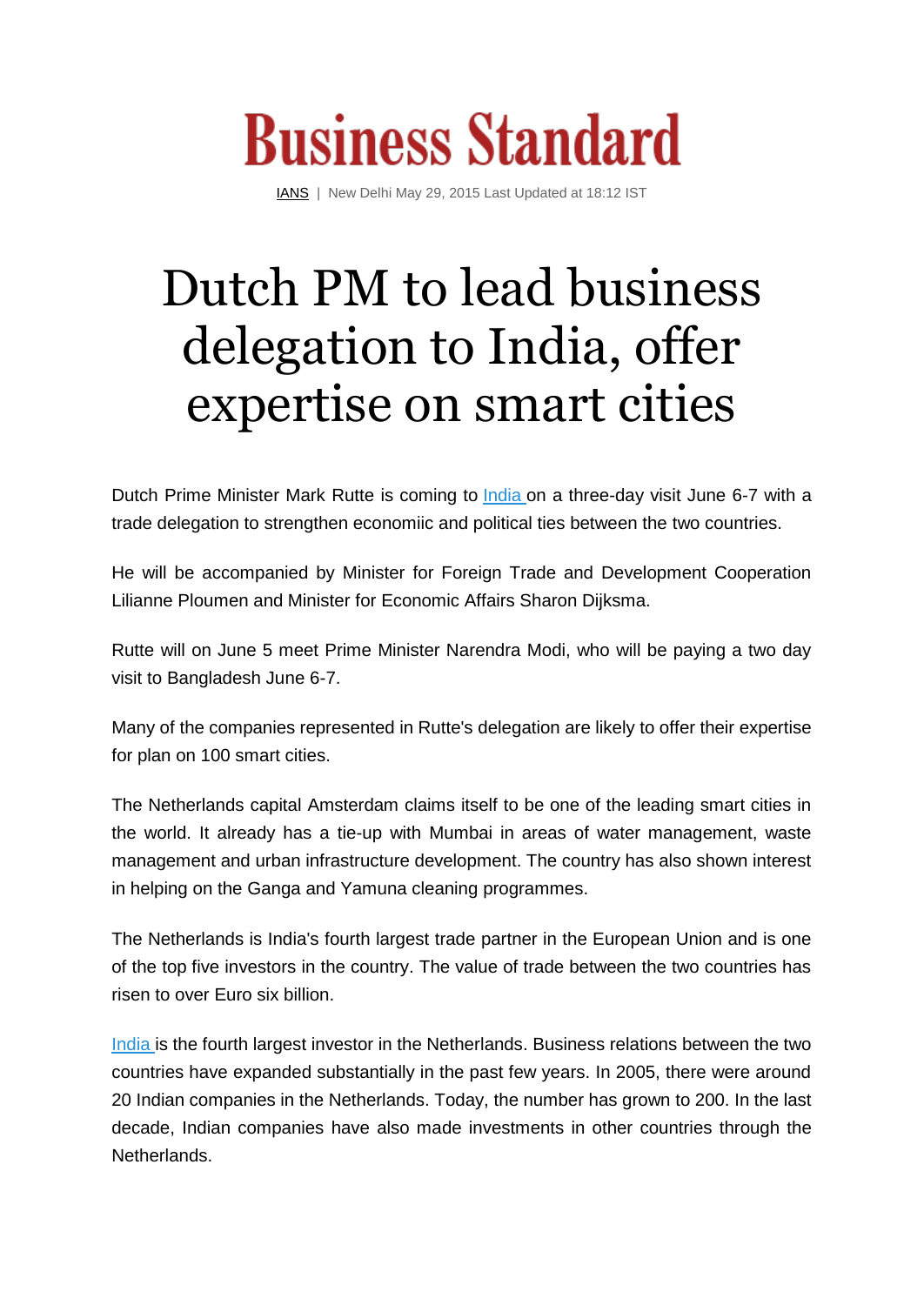# Business Standard

IANS | New Delhi May 29, 2015 Last Updated at 18:12 IST

# Dutch PM to lead business delegation to India, offer expertise on smart cities

Dutch Prime Minister Mark Rutte is coming to India on a three-day visit June 6-7 with a trade delegation to strengthen economiic and political ties between the two countries.

He will be accompanied by Minister for Foreign Trade and Development Cooperation Lilianne Ploumen and Minister for Economic Affairs Sharon Dijksma.

Rutte will on June 5 meet Prime Minister Narendra Modi, who will be paying a two day visit to Bangladesh June 6-7.

Many of the companies represented in Rutte's delegation are likely to offer their expertise for plan on 100 smart cities.

The Netherlands capital Amsterdam claims itself to be one of the leading smart cities in the world. It already has a tie-up with Mumbai in areas of water management, waste management and urban infrastructure development. The country has also shown interest in helping on the Ganga and Yamuna cleaning programmes.

The Netherlands is India's fourth largest trade partner in the European Union and is one of the top five investors in the country. The value of trade between the two countries has risen to over Euro six billion.

India is the fourth largest investor in the Netherlands. Business relations between the two countries have expanded substantially in the past few years. In 2005, there were around 20 Indian companies in the Netherlands. Today, the number has grown to 200. In the last decade, Indian companies have also made investments in other countries through the Netherlands.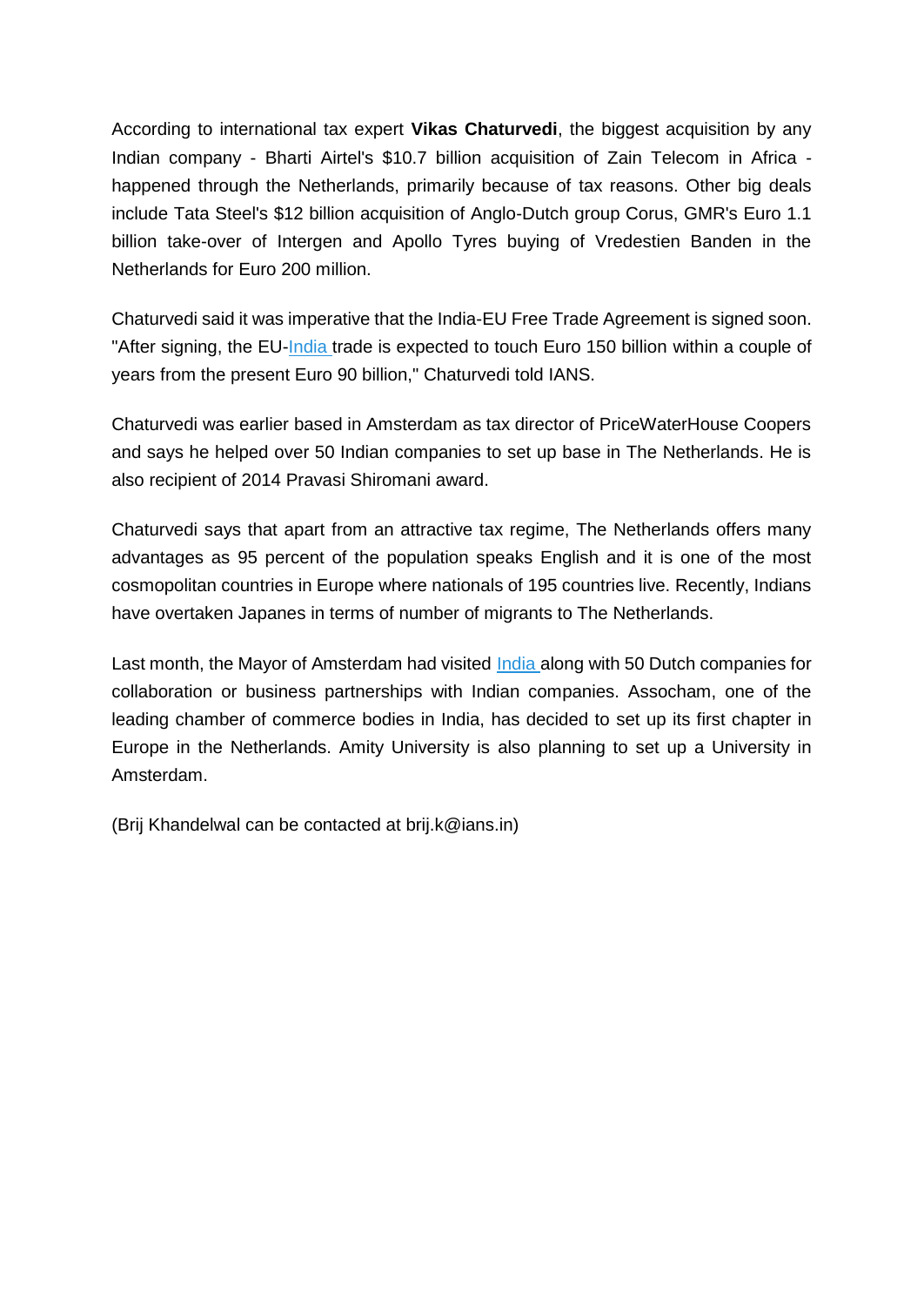According to international tax expert **Vikas Chaturvedi**, the biggest acquisition by any Indian company - Bharti Airtel's $10.7 billion acquisition of Zain Telecom in Africa - happened through the Netherlands, primarily because of tax reasons. Other big deals include Tata Steel's $12 billion acquisition of Anglo-Dutch group Corus, GMR's Euro 1.1 billion take-over of Intergen and Apollo Tyres buying of Vredestien Banden in the Netherlands for Euro 200 million.

Chaturvedi said it was imperative that the India-EU Free Trade Agreement is signed soon. "After signing, the EU-India trade is expected to touch Euro 150 billion within a couple of years from the present Euro 90 billion," Chaturvedi told IANS.

Chaturvedi was earlier based in Amsterdam as tax director of PriceWaterHouse Coopers and says he helped over 50 Indian companies to set up base in The Netherlands. He is also recipient of 2014 Pravasi Shiromani award.

Chaturvedi says that apart from an attractive tax regime, The Netherlands offers many advantages as 95 percent of the population speaks English and it is one of the most cosmopolitan countries in Europe where nationals of 195 countries live. Recently, Indians have overtaken Japanes in terms of number of migrants to The Netherlands.

Last month, the Mayor of Amsterdam had visited India along with 50 Dutch companies for collaboration or business partnerships with Indian companies. Assocham, one of the leading chamber of commerce bodies in India, has decided to set up its first chapter in Europe in the Netherlands. Amity University is also planning to set up a University in Amsterdam.

(Brij Khandelwal can be contacted at brij.k@ians.in)